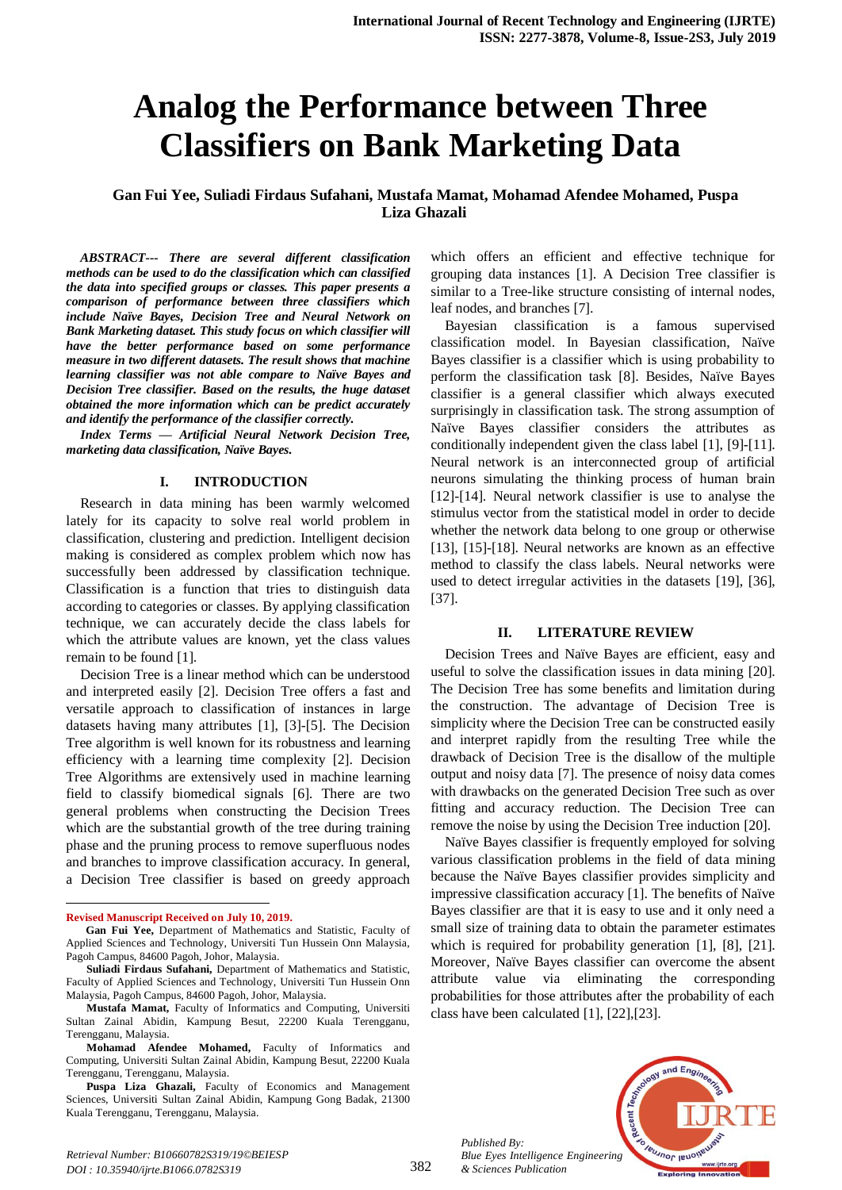# Analog the Performance between Three Classifiers on Bank Marketing Data

**Gan Fui Yee, Suliadi Firdaus Sufahani, Mustafa Mamat, Mohamad Afendee Mohamed, Puspa Liza Ghazali**

***ABSTRACT--- There are several different classification methods can be used to do the classification which can classified the data into specified groups or classes. This paper presents a comparison of performance between three classifiers which include Naïve Bayes, Decision Tree and Neural Network on Bank Marketing dataset. This study focus on which classifier will have the better performance based on some performance measure in two different datasets. The result shows that machine learning classifier was not able compare to Naïve Bayes and Decision Tree classifier. Based on the results, the huge dataset obtained the more information which can be predict accurately and identify the performance of the classifier correctly.***

***Index Terms — Artificial Neural Network Decision Tree, marketing data classification, Naïve Bayes.***

## I. INTRODUCTION

Research in data mining has been warmly welcomed lately for its capacity to solve real world problem in classification, clustering and prediction. Intelligent decision making is considered as complex problem which now has successfully been addressed by classification technique. Classification is a function that tries to distinguish data according to categories or classes. By applying classification technique, we can accurately decide the class labels for which the attribute values are known, yet the class values remain to be found [1].

Decision Tree is a linear method which can be understood and interpreted easily [2]. Decision Tree offers a fast and versatile approach to classification of instances in large datasets having many attributes [1], [3]-[5]. The Decision Tree algorithm is well known for its robustness and learning efficiency with a learning time complexity [2]. Decision Tree Algorithms are extensively used in machine learning field to classify biomedical signals [6]. There are two general problems when constructing the Decision Trees which are the substantial growth of the tree during training phase and the pruning process to remove superfluous nodes and branches to improve classification accuracy. In general, a Decision Tree classifier is based on greedy approach which offers an efficient and effective technique for grouping data instances [1]. A Decision Tree classifier is similar to a Tree-like structure consisting of internal nodes, leaf nodes, and branches [7].

Bayesian classification is a famous supervised classification model. In Bayesian classification, Naïve Bayes classifier is a classifier which is using probability to perform the classification task [8]. Besides, Naïve Bayes classifier is a general classifier which always executed surprisingly in classification task. The strong assumption of Naïve Bayes classifier considers the attributes as conditionally independent given the class label [1], [9]-[11]. Neural network is an interconnected group of artificial neurons simulating the thinking process of human brain [12]-[14]. Neural network classifier is use to analyse the stimulus vector from the statistical model in order to decide whether the network data belong to one group or otherwise [13], [15]-[18]. Neural networks are known as an effective method to classify the class labels. Neural networks were used to detect irregular activities in the datasets [19], [36], [37].

## II. LITERATURE REVIEW

Decision Trees and Naïve Bayes are efficient, easy and useful to solve the classification issues in data mining [20]. The Decision Tree has some benefits and limitation during the construction. The advantage of Decision Tree is simplicity where the Decision Tree can be constructed easily and interpret rapidly from the resulting Tree while the drawback of Decision Tree is the disallow of the multiple output and noisy data [7]. The presence of noisy data comes with drawbacks on the generated Decision Tree such as over fitting and accuracy reduction. The Decision Tree can remove the noise by using the Decision Tree induction [20].

Naïve Bayes classifier is frequently employed for solving various classification problems in the field of data mining because the Naïve Bayes classifier provides simplicity and impressive classification accuracy [1]. The benefits of Naïve Bayes classifier are that it is easy to use and it only need a small size of training data to obtain the parameter estimates which is required for probability generation [1], [8], [21]. Moreover, Naïve Bayes classifier can overcome the absent attribute value via eliminating the corresponding probabilities for those attributes after the probability of each class have been calculated [1], [22],[23].

---

**Revised Manuscript Received on July 10, 2019.**

**Gan Fui Yee,** Department of Mathematics and Statistic, Faculty of Applied Sciences and Technology, Universiti Tun Hussein Onn Malaysia, Pagoh Campus, 84600 Pagoh, Johor, Malaysia.

**Suliadi Firdaus Sufahani,** Department of Mathematics and Statistic, Faculty of Applied Sciences and Technology, Universiti Tun Hussein Onn Malaysia, Pagoh Campus, 84600 Pagoh, Johor, Malaysia.

**Mustafa Mamat,** Faculty of Informatics and Computing, Universiti Sultan Zainal Abidin, Kampung Besut, 22200 Kuala Terengganu, Terengganu, Malaysia.

**Mohamad Afendee Mohamed,** Faculty of Informatics and Computing, Universiti Sultan Zainal Abidin, Kampung Besut, 22200 Kuala Terengganu, Terengganu, Malaysia.

**Puspa Liza Ghazali,** Faculty of Economics and Management Sciences, Universiti Sultan Zainal Abidin, Kampung Gong Badak, 21300 Kuala Terengganu, Terengganu, Malaysia.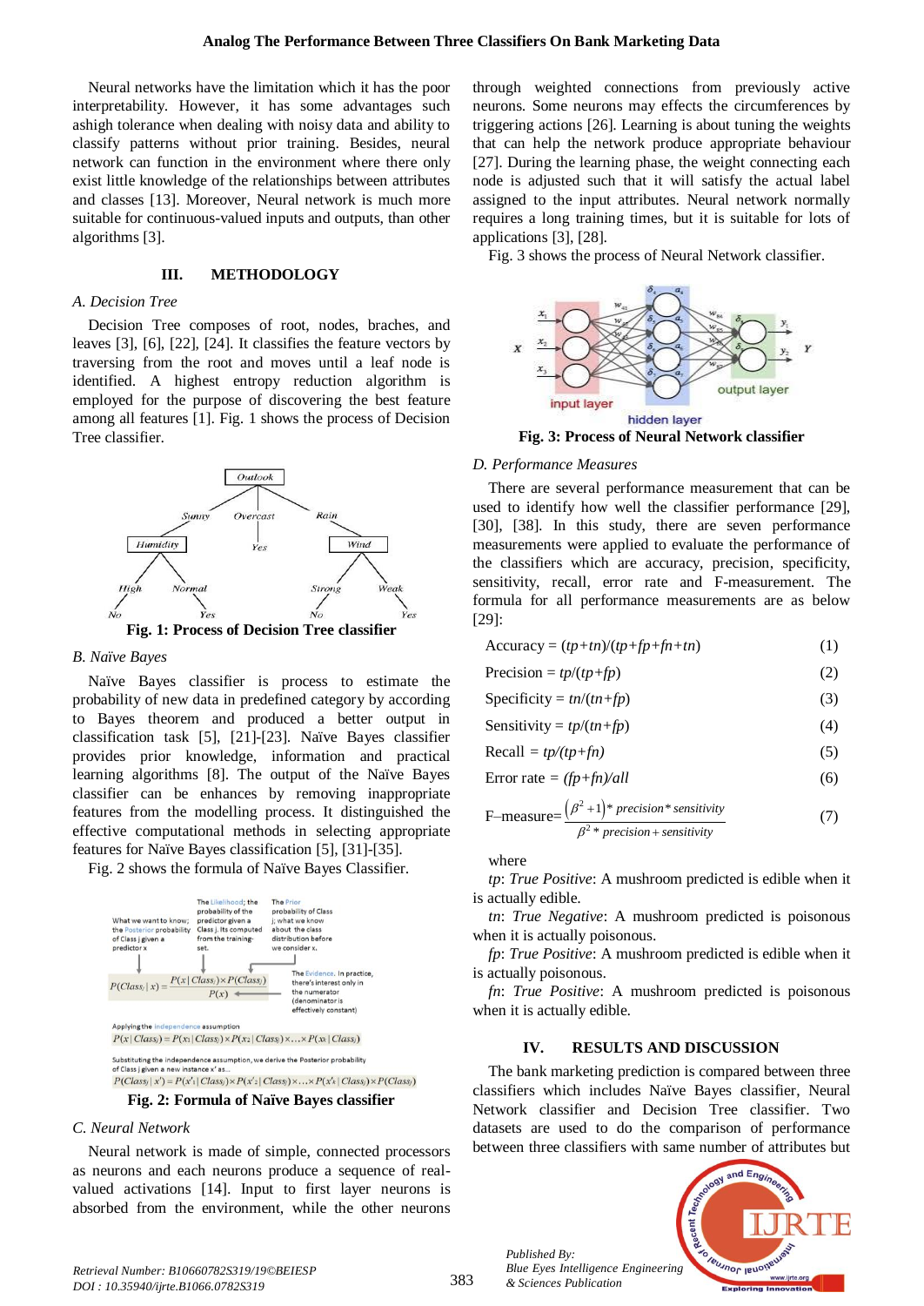Neural networks have the limitation which it has the poor interpretability. However, it has some advantages such ashigh tolerance when dealing with noisy data and ability to classify patterns without prior training. Besides, neural network can function in the environment where there only exist little knowledge of the relationships between attributes and classes [13]. Moreover, Neural network is much more suitable for continuous-valued inputs and outputs, than other algorithms [3].

## III. METHODOLOGY

### A. Decision Tree

Decision Tree composes of root, nodes, braches, and leaves [3], [6], [22], [24]. It classifies the feature vectors by traversing from the root and moves until a leaf node is identified. A highest entropy reduction algorithm is employed for the purpose of discovering the best feature among all features [1]. Fig. 1 shows the process of Decision Tree classifier.

**Fig. 1: Process of Decision Tree classifier**

### B. Naïve Bayes

Naïve Bayes classifier is process to estimate the probability of new data in predefined category by according to Bayes theorem and produced a better output in classification task [5], [21]-[23]. Naïve Bayes classifier provides prior knowledge, information and practical learning algorithms [8]. The output of the Naïve Bayes classifier can be enhances by removing inappropriate features from the modelling process. It distinguished the effective computational methods in selecting appropriate features for Naïve Bayes classification [5], [31]-[35].

Fig. 2 shows the formula of Naïve Bayes Classifier.

**Fig. 2: Formula of Naïve Bayes classifier**

### C. Neural Network

Neural network is made of simple, connected processors as neurons and each neurons produce a sequence of real-valued activations [14]. Input to first layer neurons is absorbed from the environment, while the other neurons through weighted connections from previously active neurons. Some neurons may effects the circumferences by triggering actions [26]. Learning is about tuning the weights that can help the network produce appropriate behaviour [27]. During the learning phase, the weight connecting each node is adjusted such that it will satisfy the actual label assigned to the input attributes. Neural network normally requires a long training times, but it is suitable for lots of applications [3], [28].

Fig. 3 shows the process of Neural Network classifier.

**Fig. 3: Process of Neural Network classifier**

### D. Performance Measures

There are several performance measurement that can be used to identify how well the classifier performance [29], [30], [38]. In this study, there are seven performance measurements were applied to evaluate the performance of the classifiers which are accuracy, precision, specificity, sensitivity, recall, error rate and F-measurement. The formula for all performance measurements are as below [29]:

$$\text{Accuracy} = (tp+tn)/(tp+fp+fn+tn) \quad (1)$$

$$\text{Precision} = tp/(tp+fp) \quad (2)$$

$$\text{Specificity} = tn/(tn+fp) \quad (3)$$

$$\text{Sensitivity} = tp/(tn+fp) \quad (4)$$

$$\text{Recall} = tp/(tp+fn) \quad (5)$$

$$\text{Error rate} = (fp+fn)/all \quad (6)$$

$$\text{F–measure} = \frac{(\beta^2+1) * precision * sensitivity}{\beta^2 * precision + sensitivity} \quad (7)$$

where

*tp*: *True Positive*: A mushroom predicted is edible when it is actually edible.

*tn*: *True Negative*: A mushroom predicted is poisonous when it is actually poisonous.

*fp*: *True Positive*: A mushroom predicted is edible when it is actually poisonous.

*fn*: *True Positive*: A mushroom predicted is poisonous when it is actually edible.

## IV. RESULTS AND DISCUSSION

The bank marketing prediction is compared between three classifiers which includes Naïve Bayes classifier, Neural Network classifier and Decision Tree classifier. Two datasets are used to do the comparison of performance between three classifiers with same number of attributes but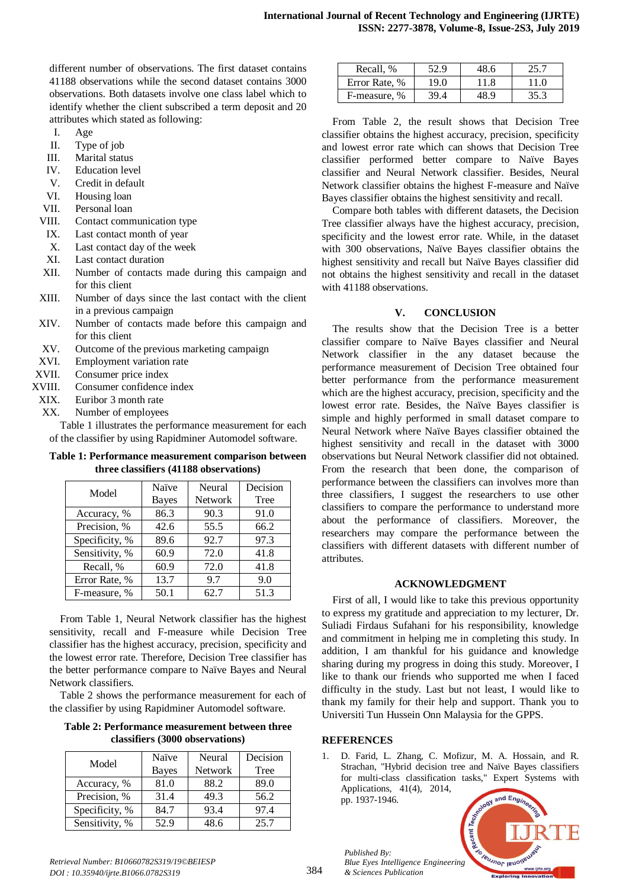different number of observations. The first dataset contains 41188 observations while the second dataset contains 3000 observations. Both datasets involve one class label which to identify whether the client subscribed a term deposit and 20 attributes which stated as following:

I. Age
II. Type of job
III. Marital status
IV. Education level
V. Credit in default
VI. Housing loan
VII. Personal loan
VIII. Contact communication type
IX. Last contact month of year
X. Last contact day of the week
XI. Last contact duration
XII. Number of contacts made during this campaign and for this client
XIII. Number of days since the last contact with the client in a previous campaign
XIV. Number of contacts made before this campaign and for this client
XV. Outcome of the previous marketing campaign
XVI. Employment variation rate
XVII. Consumer price index
XVIII. Consumer confidence index
XIX. Euribor 3 month rate
XX. Number of employees

Table 1 illustrates the performance measurement for each of the classifier by using Rapidminer Automodel software.

**Table 1: Performance measurement comparison between three classifiers (41188 observations)**

| Model | Naïve Bayes | Neural Network | Decision Tree |
|---|---|---|---|
| Accuracy, % | 86.3 | 90.3 | 91.0 |
| Precision, % | 42.6 | 55.5 | 66.2 |
| Specificity, % | 89.6 | 92.7 | 97.3 |
| Sensitivity, % | 60.9 | 72.0 | 41.8 |
| Recall, % | 60.9 | 72.0 | 41.8 |
| Error Rate, % | 13.7 | 9.7 | 9.0 |
| F-measure, % | 50.1 | 62.7 | 51.3 |

From Table 1, Neural Network classifier has the highest sensitivity, recall and F-measure while Decision Tree classifier has the highest accuracy, precision, specificity and the lowest error rate. Therefore, Decision Tree classifier has the better performance compare to Naïve Bayes and Neural Network classifiers.

Table 2 shows the performance measurement for each of the classifier by using Rapidminer Automodel software.

**Table 2: Performance measurement between three classifiers (3000 observations)**

| Model | Naïve Bayes | Neural Network | Decision Tree |
|---|---|---|---|
| Accuracy, % | 81.0 | 88.2 | 89.0 |
| Precision, % | 31.4 | 49.3 | 56.2 |
| Specificity, % | 84.7 | 93.4 | 97.4 |
| Sensitivity, % | 52.9 | 48.6 | 25.7 |
| Recall, % | 52.9 | 48.6 | 25.7 |
| Error Rate, % | 19.0 | 11.8 | 11.0 |
| F-measure, % | 39.4 | 48.9 | 35.3 |

From Table 2, the result shows that Decision Tree classifier obtains the highest accuracy, precision, specificity and lowest error rate which can shows that Decision Tree classifier performed better compare to Naïve Bayes classifier and Neural Network classifier. Besides, Neural Network classifier obtains the highest F-measure and Naïve Bayes classifier obtains the highest sensitivity and recall.

Compare both tables with different datasets, the Decision Tree classifier always have the highest accuracy, precision, specificity and the lowest error rate. While, in the dataset with 300 observations, Naïve Bayes classifier obtains the highest sensitivity and recall but Naïve Bayes classifier did not obtains the highest sensitivity and recall in the dataset with 41188 observations.

## V. CONCLUSION

The results show that the Decision Tree is a better classifier compare to Naïve Bayes classifier and Neural Network classifier in the any dataset because the performance measurement of Decision Tree obtained four better performance from the performance measurement which are the highest accuracy, precision, specificity and the lowest error rate. Besides, the Naïve Bayes classifier is simple and highly performed in small dataset compare to Neural Network where Naïve Bayes classifier obtained the highest sensitivity and recall in the dataset with 3000 observations but Neural Network classifier did not obtained. From the research that been done, the comparison of performance between the classifiers can involves more than three classifiers, I suggest the researchers to use other classifiers to compare the performance to understand more about the performance of classifiers. Moreover, the researchers may compare the performance between the classifiers with different datasets with different number of attributes.

## ACKNOWLEDGMENT

First of all, I would like to take this previous opportunity to express my gratitude and appreciation to my lecturer, Dr. Suliadi Firdaus Sufahani for his responsibility, knowledge and commitment in helping me in completing this study. In addition, I am thankful for his guidance and knowledge sharing during my progress in doing this study. Moreover, I like to thank our friends who supported me when I faced difficulty in the study. Last but not least, I would like to thank my family for their help and support. Thank you to Universiti Tun Hussein Onn Malaysia for the GPPS.

## REFERENCES

1. D. Farid, L. Zhang, C. Mofizur, M. A. Hossain, and R. Strachan, "Hybrid decision tree and Naïve Bayes classifiers for multi-class classification tasks," Expert Systems with Applications, 41(4), 2014, pp. 1937-1946.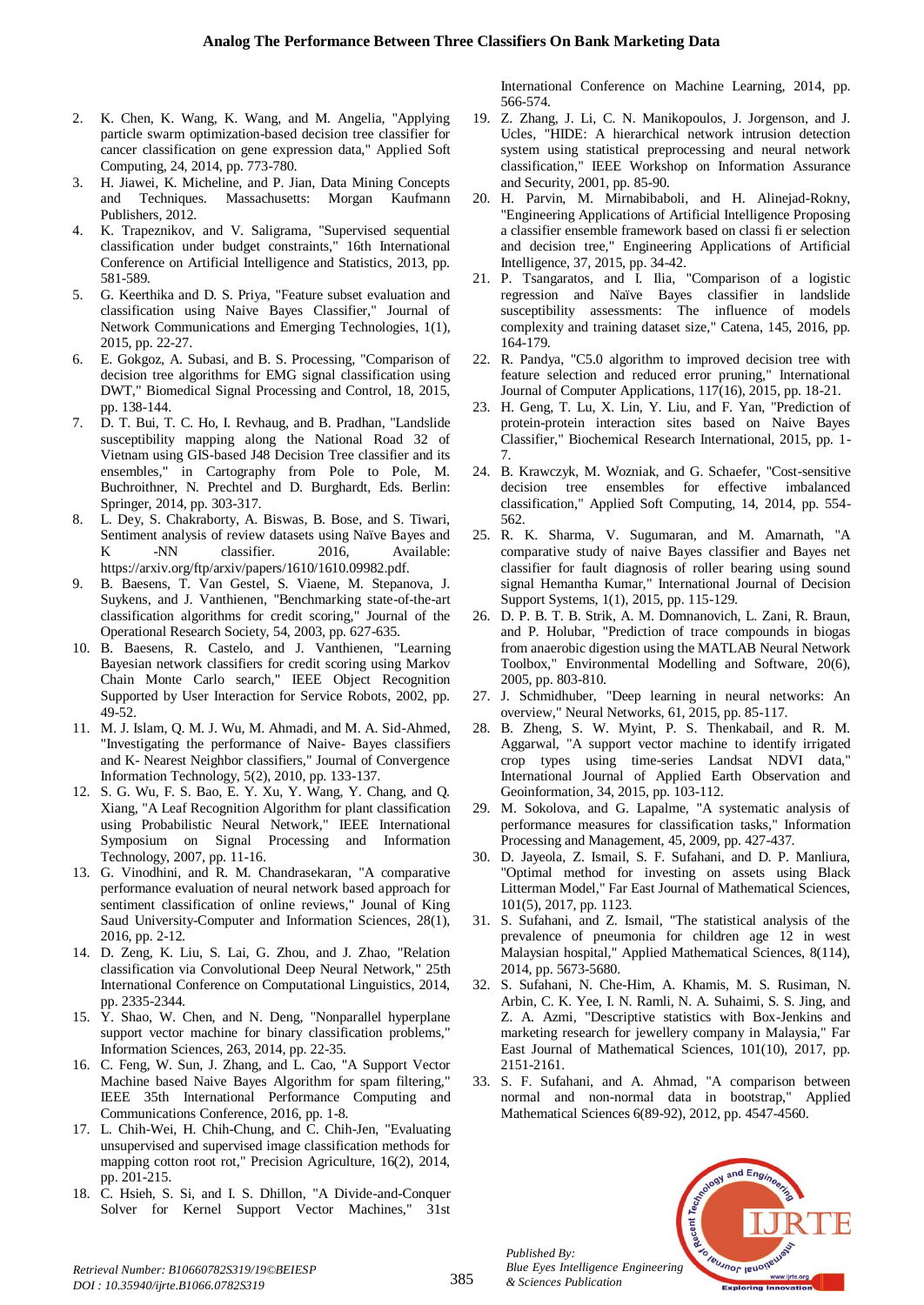2. K. Chen, K. Wang, K. Wang, and M. Angelia, "Applying particle swarm optimization-based decision tree classifier for cancer classification on gene expression data," Applied Soft Computing, 24, 2014, pp. 773-780.
3. H. Jiawei, K. Micheline, and P. Jian, Data Mining Concepts and Techniques. Massachusetts: Morgan Kaufmann Publishers, 2012.
4. K. Trapeznikov, and V. Saligrama, "Supervised sequential classification under budget constraints," 16th International Conference on Artificial Intelligence and Statistics, 2013, pp. 581-589.
5. G. Keerthika and D. S. Priya, "Feature subset evaluation and classification using Naive Bayes Classifier," Journal of Network Communications and Emerging Technologies, 1(1), 2015, pp. 22-27.
6. E. Gokgoz, A. Subasi, and B. S. Processing, "Comparison of decision tree algorithms for EMG signal classification using DWT," Biomedical Signal Processing and Control, 18, 2015, pp. 138-144.
7. D. T. Bui, T. C. Ho, I. Revhaug, and B. Pradhan, "Landslide susceptibility mapping along the National Road 32 of Vietnam using GIS-based J48 Decision Tree classifier and its ensembles," in Cartography from Pole to Pole, M. Buchroithner, N. Prechtel and D. Burghardt, Eds. Berlin: Springer, 2014, pp. 303-317.
8. L. Dey, S. Chakraborty, A. Biswas, B. Bose, and S. Tiwari, Sentiment analysis of review datasets using Naïve Bayes and K -NN classifier. 2016, Available: https://arxiv.org/ftp/arxiv/papers/1610/1610.09982.pdf.
9. B. Baesens, T. Van Gestel, S. Viaene, M. Stepanova, J. Suykens, and J. Vanthienen, "Benchmarking state-of-the-art classification algorithms for credit scoring," Journal of the Operational Research Society, 54, 2003, pp. 627-635.
10. B. Baesens, R. Castelo, and J. Vanthienen, "Learning Bayesian network classifiers for credit scoring using Markov Chain Monte Carlo search," IEEE Object Recognition Supported by User Interaction for Service Robots, 2002, pp. 49-52.
11. M. J. Islam, Q. M. J. Wu, M. Ahmadi, and M. A. Sid-Ahmed, "Investigating the performance of Naive- Bayes classifiers and K- Nearest Neighbor classifiers," Journal of Convergence Information Technology, 5(2), 2010, pp. 133-137.
12. S. G. Wu, F. S. Bao, E. Y. Xu, Y. Wang, Y. Chang, and Q. Xiang, "A Leaf Recognition Algorithm for plant classification using Probabilistic Neural Network," IEEE International Symposium on Signal Processing and Information Technology, 2007, pp. 11-16.
13. G. Vinodhini, and R. M. Chandrasekaran, "A comparative performance evaluation of neural network based approach for sentiment classification of online reviews," Journal of King Saud University-Computer and Information Sciences, 28(1), 2016, pp. 2-12.
14. D. Zeng, K. Liu, S. Lai, G. Zhou, and J. Zhao, "Relation classification via Convolutional Deep Neural Network," 25th International Conference on Computational Linguistics, 2014, pp. 2335-2344.
15. Y. Shao, W. Chen, and N. Deng, "Nonparallel hyperplane support vector machine for binary classification problems," Information Sciences, 263, 2014, pp. 22-35.
16. C. Feng, W. Sun, J. Zhang, and L. Cao, "A Support Vector Machine based Naive Bayes Algorithm for spam filtering," IEEE 35th International Performance Computing and Communications Conference, 2016, pp. 1-8.
17. L. Chih-Wei, H. Chih-Chung, and C. Chih-Jen, "Evaluating unsupervised and supervised image classification methods for mapping cotton root rot," Precision Agriculture, 16(2), 2014, pp. 201-215.
18. C. Hsieh, S. Si, and I. S. Dhillon, "A Divide-and-Conquer Solver for Kernel Support Vector Machines," 31st International Conference on Machine Learning, 2014, pp. 566-574.
19. Z. Zhang, J. Li, C. N. Manikopoulos, J. Jorgenson, and J. Ucles, "HIDE: A hierarchical network intrusion detection system using statistical preprocessing and neural network classification," IEEE Workshop on Information Assurance and Security, 2001, pp. 85-90.
20. H. Parvin, M. Mirnabibaboli, and H. Alinejad-Rokny, "Engineering Applications of Artificial Intelligence Proposing a classifier ensemble framework based on classi fi er selection and decision tree," Engineering Applications of Artificial Intelligence, 37, 2015, pp. 34-42.
21. P. Tsangaratos, and I. Ilia, "Comparison of a logistic regression and Naïve Bayes classifier in landslide susceptibility assessments: The influence of models complexity and training dataset size," Catena, 145, 2016, pp. 164-179.
22. R. Pandya, "C5.0 algorithm to improved decision tree with feature selection and reduced error pruning," International Journal of Computer Applications, 117(16), 2015, pp. 18-21.
23. H. Geng, T. Lu, X. Lin, Y. Liu, and F. Yan, "Prediction of protein-protein interaction sites based on Naive Bayes Classifier," Biochemical Research International, 2015, pp. 1-7.
24. B. Krawczyk, M. Wozniak, and G. Schaefer, "Cost-sensitive decision tree ensembles for effective imbalanced classification," Applied Soft Computing, 14, 2014, pp. 554-562.
25. R. K. Sharma, V. Sugumaran, and M. Amarnath, "A comparative study of naive Bayes classifier and Bayes net classifier for fault diagnosis of roller bearing using sound signal Hemantha Kumar," International Journal of Decision Support Systems, 1(1), 2015, pp. 115-129.
26. D. P. B. T. B. Strik, A. M. Domnanovich, L. Zani, R. Braun, and P. Holubar, "Prediction of trace compounds in biogas from anaerobic digestion using the MATLAB Neural Network Toolbox," Environmental Modelling and Software, 20(6), 2005, pp. 803-810.
27. J. Schmidhuber, "Deep learning in neural networks: An overview," Neural Networks, 61, 2015, pp. 85-117.
28. B. Zheng, S. W. Myint, P. S. Thenkabail, and R. M. Aggarwal, "A support vector machine to identify irrigated crop types using time-series Landsat NDVI data," International Journal of Applied Earth Observation and Geoinformation, 34, 2015, pp. 103-112.
29. M. Sokolova, and G. Lapalme, "A systematic analysis of performance measures for classification tasks," Information Processing and Management, 45, 2009, pp. 427-437.
30. D. Jayeola, Z. Ismail, S. F. Sufahani, and D. P. Manliura, "Optimal method for investing on assets using Black Litterman Model," Far East Journal of Mathematical Sciences, 101(5), 2017, pp. 1123.
31. S. Sufahani, and Z. Ismail, "The statistical analysis of the prevalence of pneumonia for children age 12 in west Malaysian hospital," Applied Mathematical Sciences, 8(114), 2014, pp. 5673-5680.
32. S. Sufahani, N. Che-Him, A. Khamis, M. S. Rusiman, N. Arbin, C. K. Yee, I. N. Ramli, N. A. Suhaimi, S. S. Jing, and Z. A. Azmi, "Descriptive statistics with Box-Jenkins and marketing research for jewellery company in Malaysia," Far East Journal of Mathematical Sciences, 101(10), 2017, pp. 2151-2161.
33. S. F. Sufahani, and A. Ahmad, "A comparison between normal and non-normal data in bootstrap," Applied Mathematical Sciences 6(89-92), 2012, pp. 4547-4560.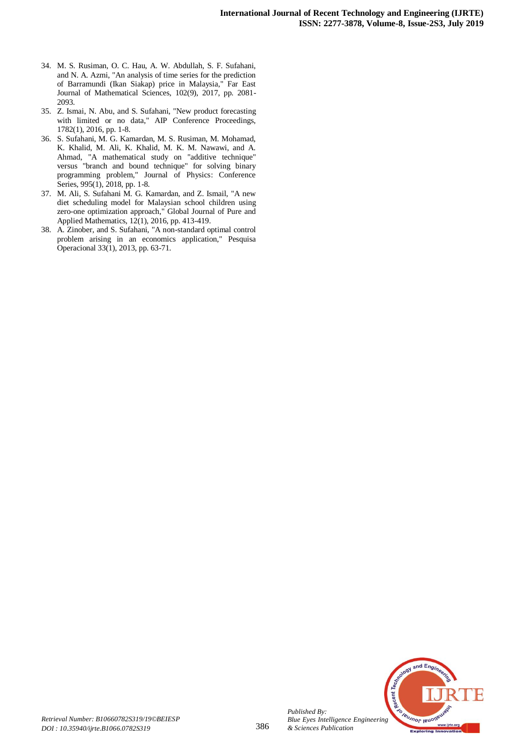34. M. S. Rusiman, O. C. Hau, A. W. Abdullah, S. F. Sufahani, and N. A. Azmi, "An analysis of time series for the prediction of Barramundi (Ikan Siakap) price in Malaysia," Far East Journal of Mathematical Sciences, 102(9), 2017, pp. 2081-2093.
35. Z. Ismai, N. Abu, and S. Sufahani, "New product forecasting with limited or no data," AIP Conference Proceedings, 1782(1), 2016, pp. 1-8.
36. S. Sufahani, M. G. Kamardan, M. S. Rusiman, M. Mohamad, K. Khalid, M. Ali, K. Khalid, M. K. M. Nawawi, and A. Ahmad, "A mathematical study on "additive technique" versus "branch and bound technique" for solving binary programming problem," Journal of Physics: Conference Series, 995(1), 2018, pp. 1-8.
37. M. Ali, S. Sufahani M. G. Kamardan, and Z. Ismail, "A new diet scheduling model for Malaysian school children using zero-one optimization approach," Global Journal of Pure and Applied Mathematics, 12(1), 2016, pp. 413-419.
38. A. Zinober, and S. Sufahani, "A non-standard optimal control problem arising in an economics application," Pesquisa Operacional 33(1), 2013, pp. 63-71.